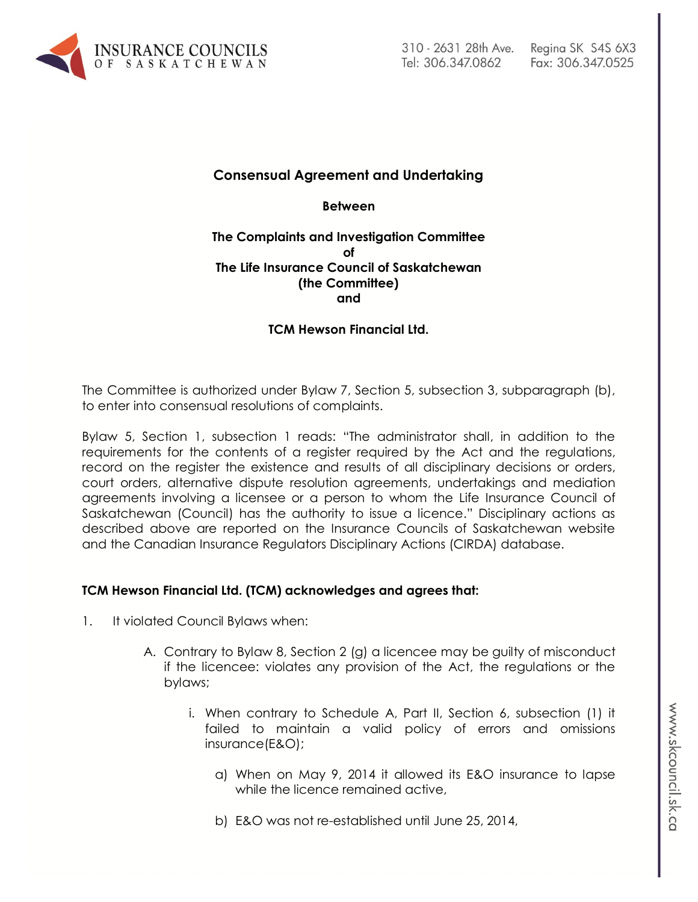**Consensual Agreement and Undertaking**

**Between**

**The Complaints and Investigation Committee**
**of**
**The Life Insurance Council of Saskatchewan**
**(the Committee)**
**and**

**TCM Hewson Financial Ltd.**

The Committee is authorized under Bylaw 7, Section 5, subsection 3, subparagraph (b), to enter into consensual resolutions of complaints.

Bylaw 5, Section 1, subsection 1 reads: "The administrator shall, in addition to the requirements for the contents of a register required by the Act and the regulations, record on the register the existence and results of all disciplinary decisions or orders, court orders, alternative dispute resolution agreements, undertakings and mediation agreements involving a licensee or a person to whom the Life Insurance Council of Saskatchewan (Council) has the authority to issue a licence." Disciplinary actions as described above are reported on the Insurance Councils of Saskatchewan website and the Canadian Insurance Regulators Disciplinary Actions (CIRDA) database.

**TCM Hewson Financial Ltd. (TCM) acknowledges and agrees that:**

1. It violated Council Bylaws when:

   A. Contrary to Bylaw 8, Section 2 (g) a licencee may be guilty of misconduct if the licencee: violates any provision of the Act, the regulations or the bylaws;

      i. When contrary to Schedule A, Part II, Section 6, subsection (1) it failed to maintain a valid policy of errors and omissions insurance(E&O);

         a) When on May 9, 2014 it allowed its E&O insurance to lapse while the licence remained active,

         b) E&O was not re-established until June 25, 2014,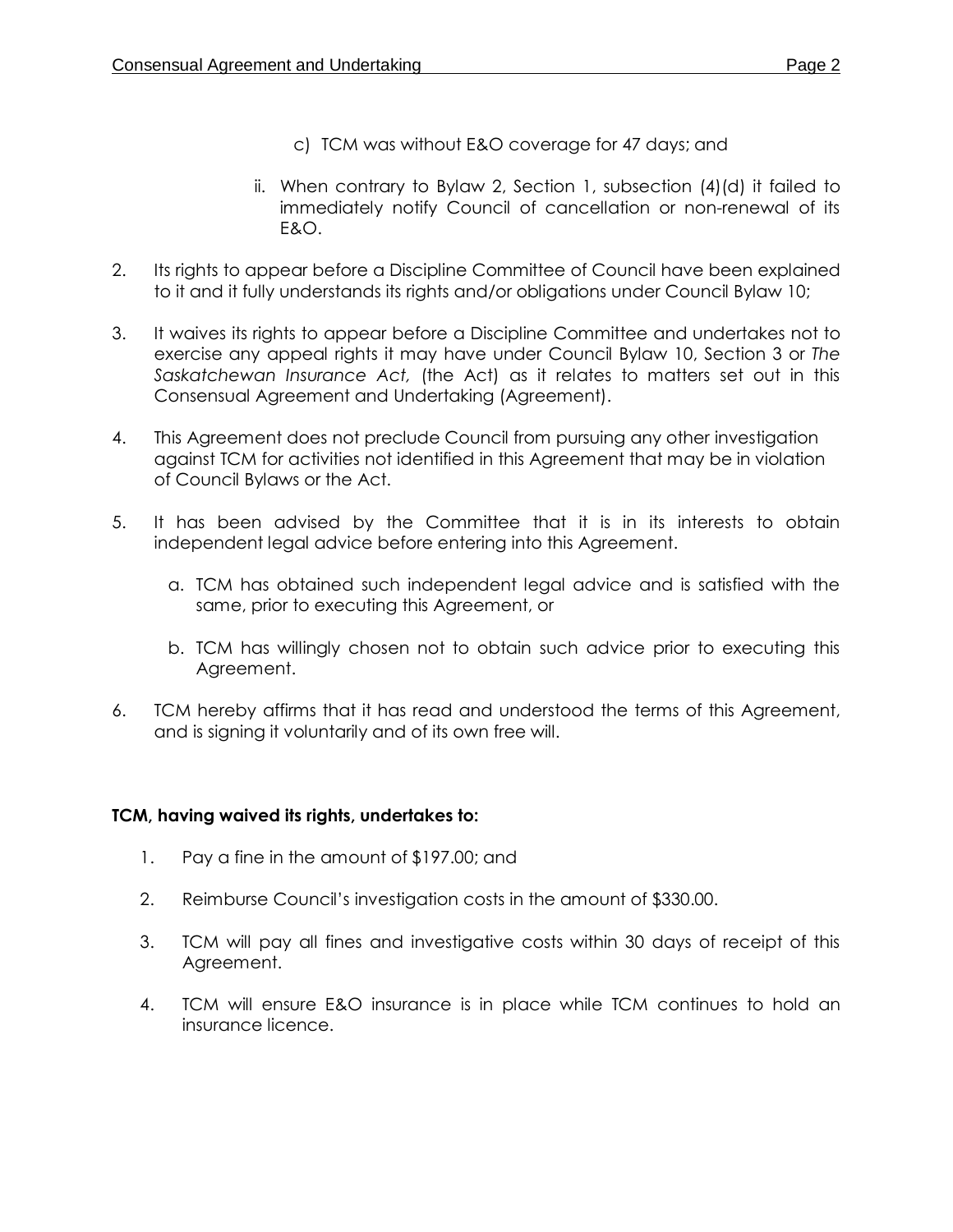c) TCM was without E&O coverage for 47 days; and

ii. When contrary to Bylaw 2, Section 1, subsection (4)(d) it failed to immediately notify Council of cancellation or non-renewal of its E&O.

2. Its rights to appear before a Discipline Committee of Council have been explained to it and it fully understands its rights and/or obligations under Council Bylaw 10;

3. It waives its rights to appear before a Discipline Committee and undertakes not to exercise any appeal rights it may have under Council Bylaw 10, Section 3 or *The Saskatchewan Insurance Act,* (the Act) as it relates to matters set out in this Consensual Agreement and Undertaking (Agreement).

4. This Agreement does not preclude Council from pursuing any other investigation against TCM for activities not identified in this Agreement that may be in violation of Council Bylaws or the Act.

5. It has been advised by the Committee that it is in its interests to obtain independent legal advice before entering into this Agreement.

   a. TCM has obtained such independent legal advice and is satisfied with the same, prior to executing this Agreement, or

   b. TCM has willingly chosen not to obtain such advice prior to executing this Agreement.

6. TCM hereby affirms that it has read and understood the terms of this Agreement, and is signing it voluntarily and of its own free will.

**TCM, having waived its rights, undertakes to:**

1. Pay a fine in the amount of $197.00; and

2. Reimburse Council's investigation costs in the amount of $330.00.

3. TCM will pay all fines and investigative costs within 30 days of receipt of this Agreement.

4. TCM will ensure E&O insurance is in place while TCM continues to hold an insurance licence.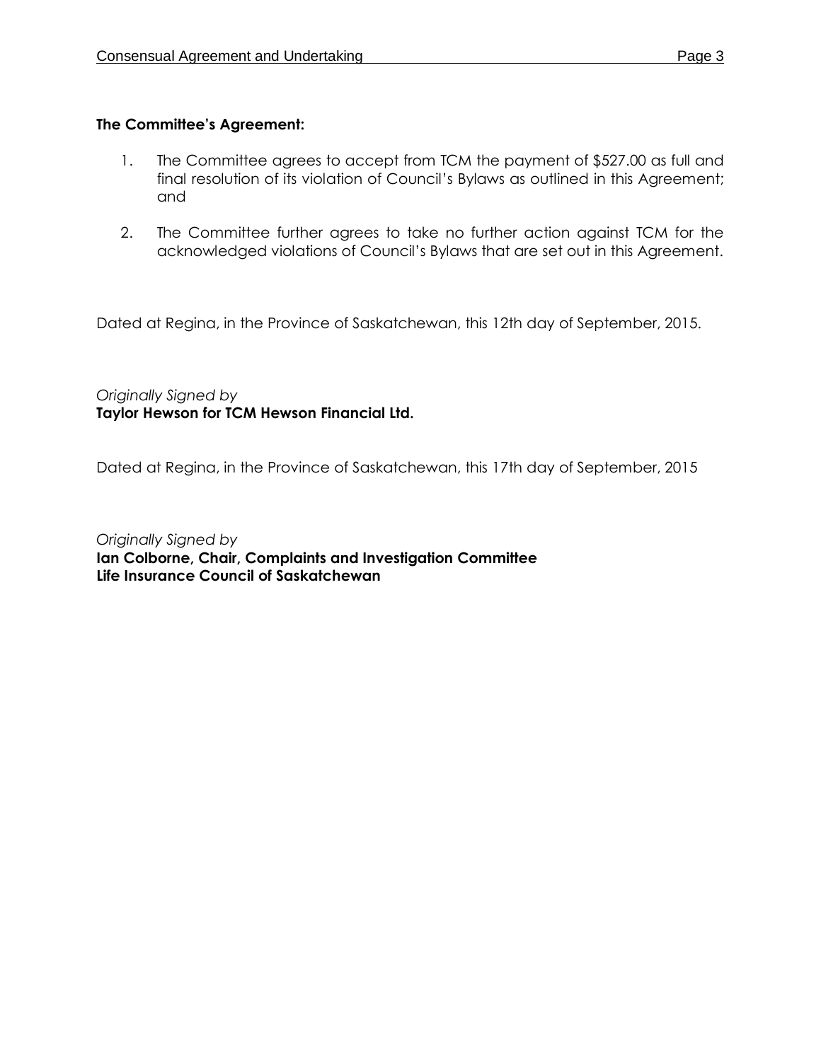**The Committee's Agreement:**

1. The Committee agrees to accept from TCM the payment of $527.00 as full and final resolution of its violation of Council's Bylaws as outlined in this Agreement; and

2. The Committee further agrees to take no further action against TCM for the acknowledged violations of Council's Bylaws that are set out in this Agreement.

Dated at Regina, in the Province of Saskatchewan, this 12th day of September, 2015.

*Originally Signed by*
**Taylor Hewson for TCM Hewson Financial Ltd.**

Dated at Regina, in the Province of Saskatchewan, this 17th day of September, 2015

*Originally Signed by*
**Ian Colborne, Chair, Complaints and Investigation Committee**
**Life Insurance Council of Saskatchewan**